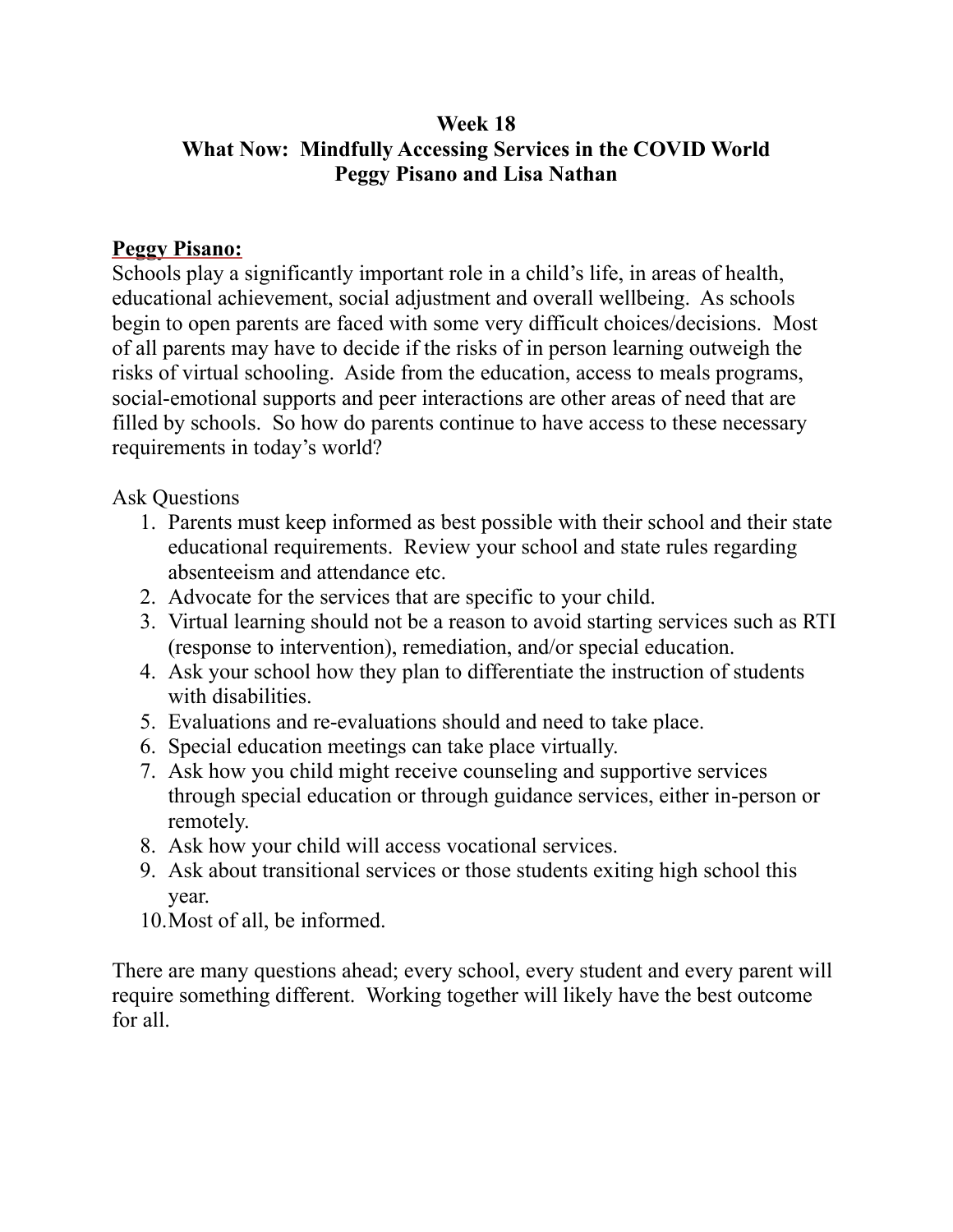# Week 18

# What Now: Mindfully Accessing Services in the COVID World

## Peggy Pisano and Lisa Nathan

**Peggy Pisano:**

Schools play a significantly important role in a child's life, in areas of health, educational achievement, social adjustment and overall wellbeing. As schools begin to open parents are faced with some very difficult choices/decisions. Most of all parents may have to decide if the risks of in person learning outweigh the risks of virtual schooling. Aside from the education, access to meals programs, social-emotional supports and peer interactions are other areas of need that are filled by schools. So how do parents continue to have access to these necessary requirements in today's world?

Ask Questions

1. Parents must keep informed as best possible with their school and their state educational requirements. Review your school and state rules regarding absenteeism and attendance etc.
2. Advocate for the services that are specific to your child.
3. Virtual learning should not be a reason to avoid starting services such as RTI (response to intervention), remediation, and/or special education.
4. Ask your school how they plan to differentiate the instruction of students with disabilities.
5. Evaluations and re-evaluations should and need to take place.
6. Special education meetings can take place virtually.
7. Ask how you child might receive counseling and supportive services through special education or through guidance services, either in-person or remotely.
8. Ask how your child will access vocational services.
9. Ask about transitional services or those students exiting high school this year.
10. Most of all, be informed.

There are many questions ahead; every school, every student and every parent will require something different. Working together will likely have the best outcome for all.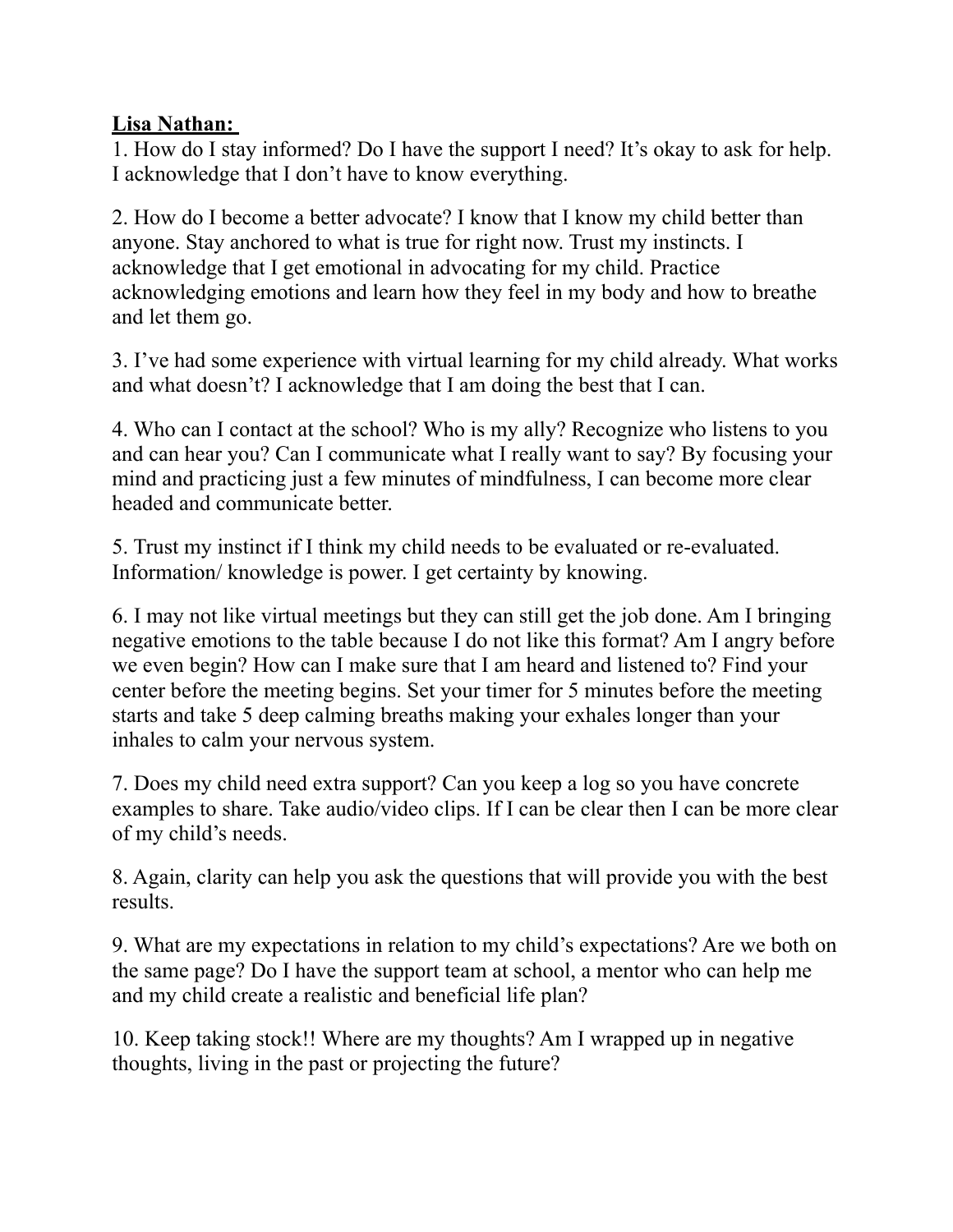**Lisa Nathan:**

1. How do I stay informed? Do I have the support I need? It's okay to ask for help. I acknowledge that I don't have to know everything.

2. How do I become a better advocate? I know that I know my child better than anyone. Stay anchored to what is true for right now. Trust my instincts. I acknowledge that I get emotional in advocating for my child. Practice acknowledging emotions and learn how they feel in my body and how to breathe and let them go.

3. I've had some experience with virtual learning for my child already. What works and what doesn't? I acknowledge that I am doing the best that I can.

4. Who can I contact at the school? Who is my ally? Recognize who listens to you and can hear you? Can I communicate what I really want to say? By focusing your mind and practicing just a few minutes of mindfulness, I can become more clear headed and communicate better.

5. Trust my instinct if I think my child needs to be evaluated or re-evaluated. Information/ knowledge is power. I get certainty by knowing.

6. I may not like virtual meetings but they can still get the job done. Am I bringing negative emotions to the table because I do not like this format? Am I angry before we even begin? How can I make sure that I am heard and listened to? Find your center before the meeting begins. Set your timer for 5 minutes before the meeting starts and take 5 deep calming breaths making your exhales longer than your inhales to calm your nervous system.

7. Does my child need extra support? Can you keep a log so you have concrete examples to share. Take audio/video clips. If I can be clear then I can be more clear of my child's needs.

8. Again, clarity can help you ask the questions that will provide you with the best results.

9. What are my expectations in relation to my child's expectations? Are we both on the same page? Do I have the support team at school, a mentor who can help me and my child create a realistic and beneficial life plan?

10. Keep taking stock!! Where are my thoughts? Am I wrapped up in negative thoughts, living in the past or projecting the future?